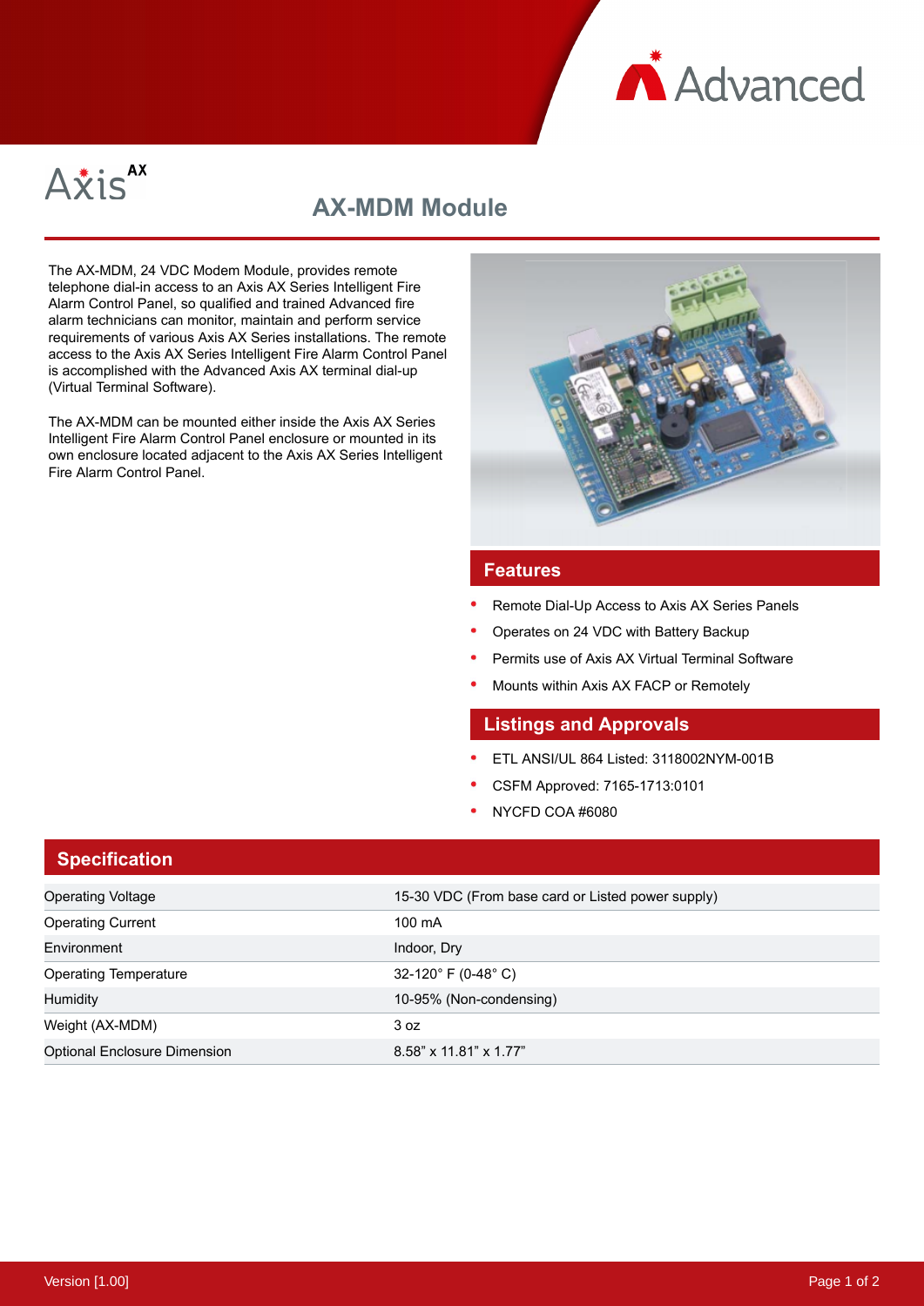# AX-MDM Module

The AX-MDM, 24 VDC Modem Module, provides remote telephone dial-in access to an Axis AX Series Intelligent Fire Alarm Control Panel, so qualified and trained Advanced fire alarm technicians can monitor, maintain and perform service requirements of various Axis AX Series installations. The remote access to the Axis AX Series Intelligent Fire Alarm Control Panel is accomplished with the Advanced Axis AX terminal dial-up (Virtual Terminal Software).

The AX-MDM can be mounted either inside the Axis AX Series Intelligent Fire Alarm Control Panel enclosure or mounted in its own enclosure located adjacent to the Axis AX Series Intelligent Fire Alarm Control Panel.

## Features

- Remote Dial-Up Access to Axis AX Series Panels
- Operates on 24 VDC with Battery Backup
- Permits use of Axis AX Virtual Terminal Software
- Mounts within Axis AX FACP or Remotely

## Listings and Approvals

- ETL ANSI/UL 864 Listed: 3118002NYM-001B
- CSFM Approved: 7165-1713:0101
- NYCFD COA #6080

## Specification

| | |
|---|---|
| Operating Voltage | 15-30 VDC (From base card or Listed power supply) |
| Operating Current | 100 mA |
| Environment | Indoor, Dry |
| Operating Temperature | 32-120° F (0-48° C) |
| Humidity | 10-95% (Non-condensing) |
| Weight (AX-MDM) | 3 oz |
| Optional Enclosure Dimension | 8.58" x 11.81" x 1.77" |

Version [1.00]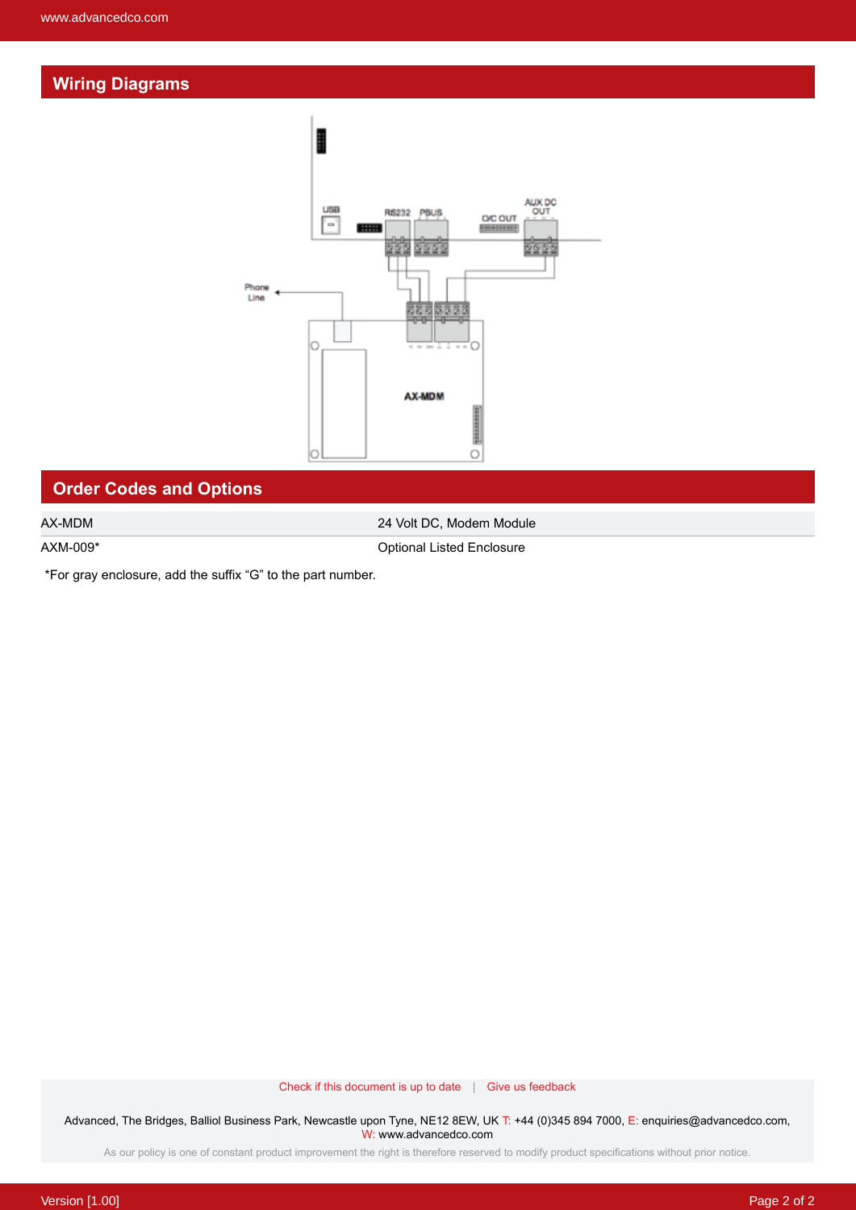## Wiring Diagrams

USB

RS232

PBUS

O/C OUT

AUX DC OUT

Phone Line

AX-MDM

## Order Codes and Options

| | |
|---|---|
| AX-MDM | 24 Volt DC, Modem Module |
| AXM-009* | Optional Listed Enclosure |

*For gray enclosure, add the suffix “G” to the part number.

Check if this document is up to date | Give us feedback

Advanced, The Bridges, Balliol Business Park, Newcastle upon Tyne, NE12 8EW, UK T: +44 (0)345 894 7000, E: enquiries@advancedco.com, W: www.advancedco.com

As our policy is one of constant product improvement the right is therefore reserved to modify product specifications without prior notice.

Version [1.00]